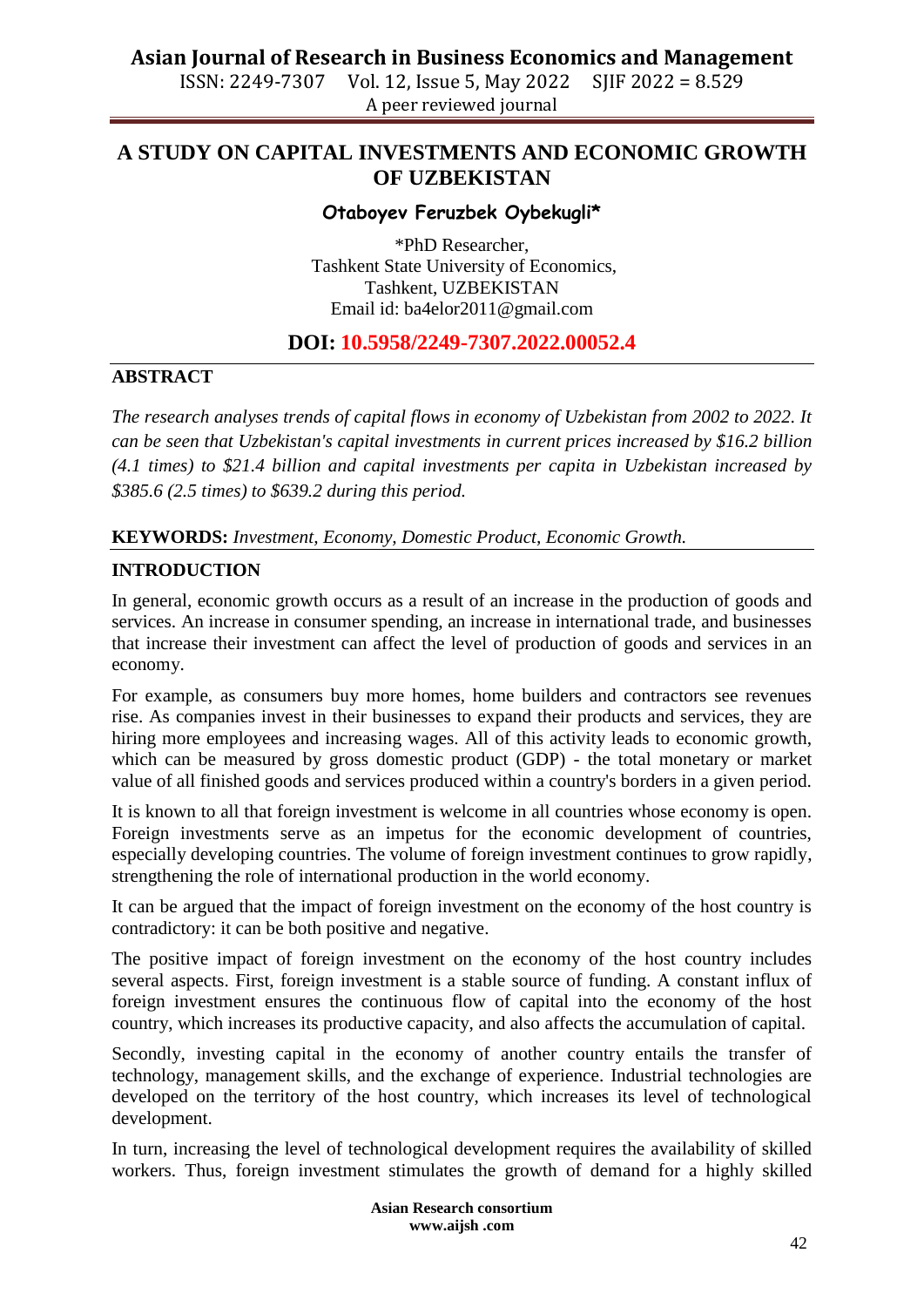# A STUDY ON CAPITAL INVESTMENTS AND ECONOMIC GROWTH OF UZBEKISTAN

**Otaboyev Feruzbek Oybekugli***

*PhD Researcher,
Tashkent State University of Economics,
Tashkent, UZBEKISTAN
Email id: ba4elor2011@gmail.com

**DOI: 10.5958/2249-7307.2022.00052.4**

## ABSTRACT

*The research analyses trends of capital flows in economy of Uzbekistan from 2002 to 2022. It can be seen that Uzbekistan's capital investments in current prices increased by $16.2 billion (4.1 times) to $21.4 billion and capital investments per capita in Uzbekistan increased by $385.6 (2.5 times) to $639.2 during this period.*

**KEYWORDS:** *Investment, Economy, Domestic Product, Economic Growth.*

## INTRODUCTION

In general, economic growth occurs as a result of an increase in the production of goods and services. An increase in consumer spending, an increase in international trade, and businesses that increase their investment can affect the level of production of goods and services in an economy.

For example, as consumers buy more homes, home builders and contractors see revenues rise. As companies invest in their businesses to expand their products and services, they are hiring more employees and increasing wages. All of this activity leads to economic growth, which can be measured by gross domestic product (GDP) - the total monetary or market value of all finished goods and services produced within a country's borders in a given period.

It is known to all that foreign investment is welcome in all countries whose economy is open. Foreign investments serve as an impetus for the economic development of countries, especially developing countries. The volume of foreign investment continues to grow rapidly, strengthening the role of international production in the world economy.

It can be argued that the impact of foreign investment on the economy of the host country is contradictory: it can be both positive and negative.

The positive impact of foreign investment on the economy of the host country includes several aspects. First, foreign investment is a stable source of funding. A constant influx of foreign investment ensures the continuous flow of capital into the economy of the host country, which increases its productive capacity, and also affects the accumulation of capital.

Secondly, investing capital in the economy of another country entails the transfer of technology, management skills, and the exchange of experience. Industrial technologies are developed on the territory of the host country, which increases its level of technological development.

In turn, increasing the level of technological development requires the availability of skilled workers. Thus, foreign investment stimulates the growth of demand for a highly skilled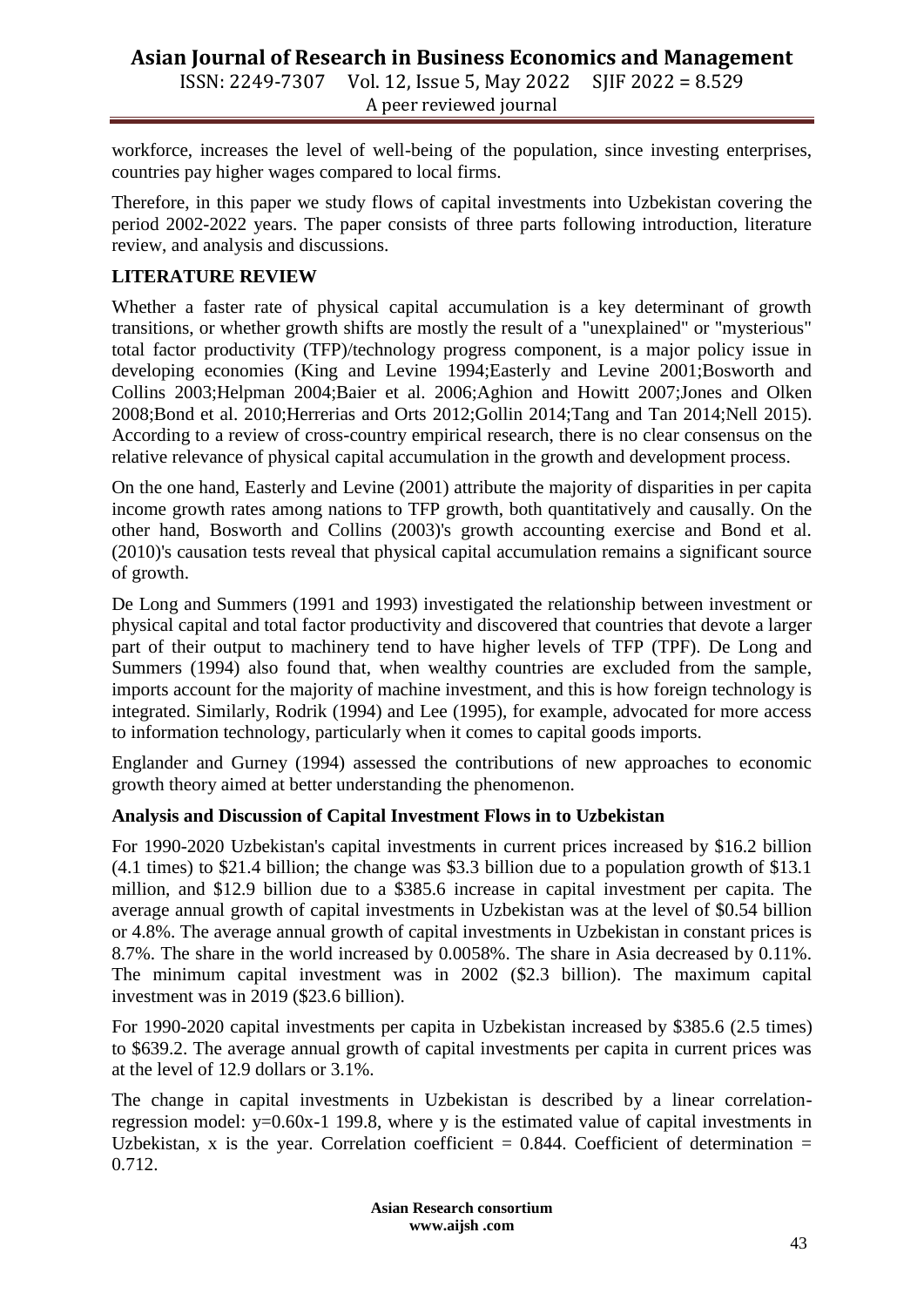workforce, increases the level of well-being of the population, since investing enterprises, countries pay higher wages compared to local firms.

Therefore, in this paper we study flows of capital investments into Uzbekistan covering the period 2002-2022 years. The paper consists of three parts following introduction, literature review, and analysis and discussions.

## LITERATURE REVIEW

Whether a faster rate of physical capital accumulation is a key determinant of growth transitions, or whether growth shifts are mostly the result of a "unexplained" or "mysterious" total factor productivity (TFP)/technology progress component, is a major policy issue in developing economies (King and Levine 1994;Easterly and Levine 2001;Bosworth and Collins 2003;Helpman 2004;Baier et al. 2006;Aghion and Howitt 2007;Jones and Olken 2008;Bond et al. 2010;Herrerias and Orts 2012;Gollin 2014;Tang and Tan 2014;Nell 2015). According to a review of cross-country empirical research, there is no clear consensus on the relative relevance of physical capital accumulation in the growth and development process.

On the one hand, Easterly and Levine (2001) attribute the majority of disparities in per capita income growth rates among nations to TFP growth, both quantitatively and causally. On the other hand, Bosworth and Collins (2003)'s growth accounting exercise and Bond et al. (2010)'s causation tests reveal that physical capital accumulation remains a significant source of growth.

De Long and Summers (1991 and 1993) investigated the relationship between investment or physical capital and total factor productivity and discovered that countries that devote a larger part of their output to machinery tend to have higher levels of TFP (TPF). De Long and Summers (1994) also found that, when wealthy countries are excluded from the sample, imports account for the majority of machine investment, and this is how foreign technology is integrated. Similarly, Rodrik (1994) and Lee (1995), for example, advocated for more access to information technology, particularly when it comes to capital goods imports.

Englander and Gurney (1994) assessed the contributions of new approaches to economic growth theory aimed at better understanding the phenomenon.

### Analysis and Discussion of Capital Investment Flows in to Uzbekistan

For 1990-2020 Uzbekistan's capital investments in current prices increased by $16.2 billion (4.1 times) to $21.4 billion; the change was $3.3 billion due to a population growth of $13.1 million, and $12.9 billion due to a $385.6 increase in capital investment per capita. The average annual growth of capital investments in Uzbekistan was at the level of $0.54 billion or 4.8%. The average annual growth of capital investments in Uzbekistan in constant prices is 8.7%. The share in the world increased by 0.0058%. The share in Asia decreased by 0.11%. The minimum capital investment was in 2002 ($2.3 billion). The maximum capital investment was in 2019 ($23.6 billion).

For 1990-2020 capital investments per capita in Uzbekistan increased by $385.6 (2.5 times) to $639.2. The average annual growth of capital investments per capita in current prices was at the level of 12.9 dollars or 3.1%.

The change in capital investments in Uzbekistan is described by a linear correlation-regression model: $y=0.60x-1\ 199.8$, where y is the estimated value of capital investments in Uzbekistan, x is the year. Correlation coefficient = 0.844. Coefficient of determination = 0.712.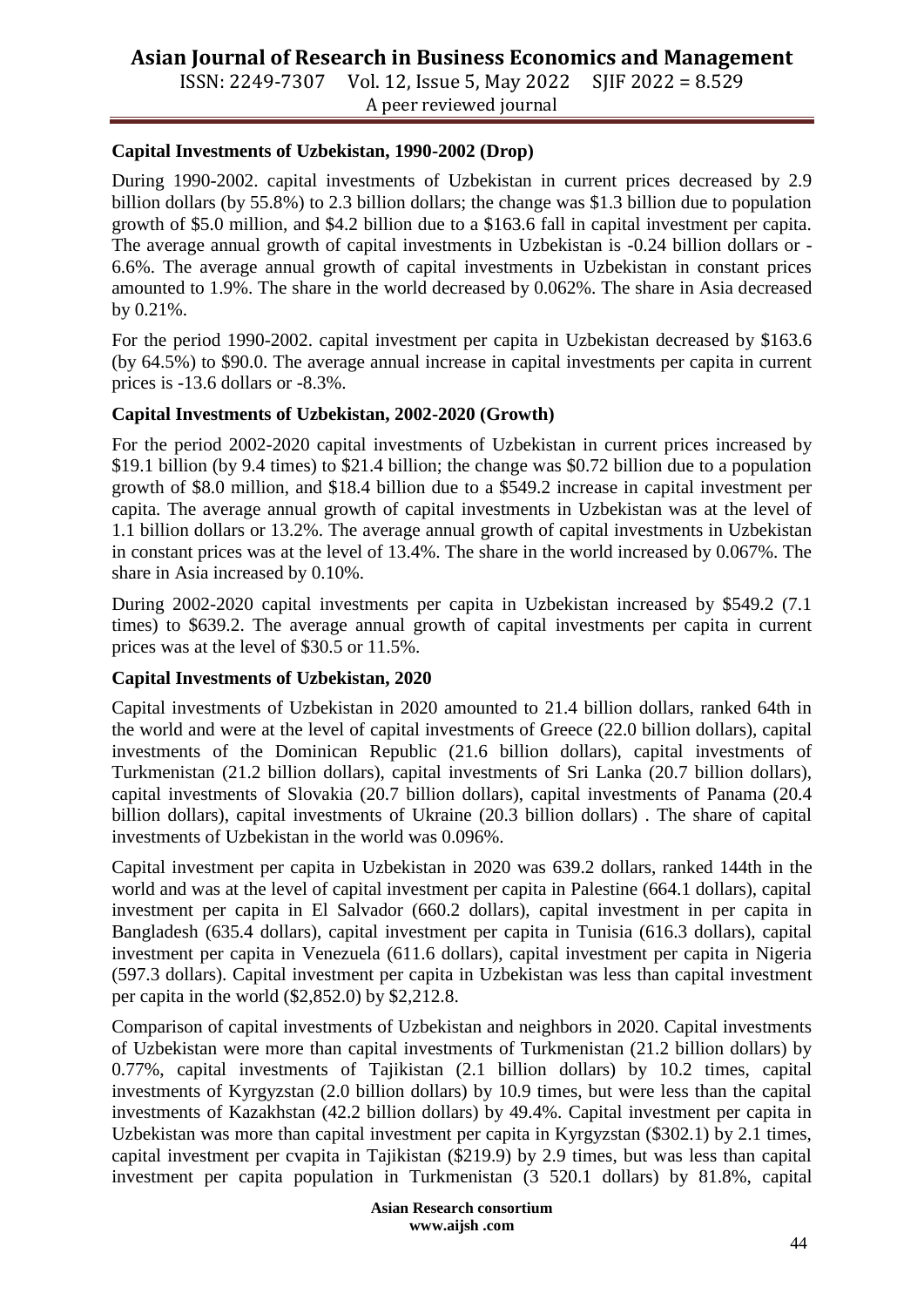**Capital Investments of Uzbekistan, 1990-2002 (Drop)**

During 1990-2002. capital investments of Uzbekistan in current prices decreased by 2.9 billion dollars (by 55.8%) to 2.3 billion dollars; the change was $1.3 billion due to population growth of $5.0 million, and $4.2 billion due to a $163.6 fall in capital investment per capita. The average annual growth of capital investments in Uzbekistan is -0.24 billion dollars or -6.6%. The average annual growth of capital investments in Uzbekistan in constant prices amounted to 1.9%. The share in the world decreased by 0.062%. The share in Asia decreased by 0.21%.

For the period 1990-2002. capital investment per capita in Uzbekistan decreased by $163.6 (by 64.5%) to $90.0. The average annual increase in capital investments per capita in current prices is -13.6 dollars or -8.3%.

**Capital Investments of Uzbekistan, 2002-2020 (Growth)**

For the period 2002-2020 capital investments of Uzbekistan in current prices increased by $19.1 billion (by 9.4 times) to $21.4 billion; the change was $0.72 billion due to a population growth of $8.0 million, and $18.4 billion due to a $549.2 increase in capital investment per capita. The average annual growth of capital investments in Uzbekistan was at the level of 1.1 billion dollars or 13.2%. The average annual growth of capital investments in Uzbekistan in constant prices was at the level of 13.4%. The share in the world increased by 0.067%. The share in Asia increased by 0.10%.

During 2002-2020 capital investments per capita in Uzbekistan increased by $549.2 (7.1 times) to $639.2. The average annual growth of capital investments per capita in current prices was at the level of $30.5 or 11.5%.

**Capital Investments of Uzbekistan, 2020**

Capital investments of Uzbekistan in 2020 amounted to 21.4 billion dollars, ranked 64th in the world and were at the level of capital investments of Greece (22.0 billion dollars), capital investments of the Dominican Republic (21.6 billion dollars), capital investments of Turkmenistan (21.2 billion dollars), capital investments of Sri Lanka (20.7 billion dollars), capital investments of Slovakia (20.7 billion dollars), capital investments of Panama (20.4 billion dollars), capital investments of Ukraine (20.3 billion dollars) . The share of capital investments of Uzbekistan in the world was 0.096%.

Capital investment per capita in Uzbekistan in 2020 was 639.2 dollars, ranked 144th in the world and was at the level of capital investment per capita in Palestine (664.1 dollars), capital investment per capita in El Salvador (660.2 dollars), capital investment in per capita in Bangladesh (635.4 dollars), capital investment per capita in Tunisia (616.3 dollars), capital investment per capita in Venezuela (611.6 dollars), capital investment per capita in Nigeria (597.3 dollars). Capital investment per capita in Uzbekistan was less than capital investment per capita in the world ($2,852.0) by $2,212.8.

Comparison of capital investments of Uzbekistan and neighbors in 2020. Capital investments of Uzbekistan were more than capital investments of Turkmenistan (21.2 billion dollars) by 0.77%, capital investments of Tajikistan (2.1 billion dollars) by 10.2 times, capital investments of Kyrgyzstan (2.0 billion dollars) by 10.9 times, but were less than the capital investments of Kazakhstan (42.2 billion dollars) by 49.4%. Capital investment per capita in Uzbekistan was more than capital investment per capita in Kyrgyzstan ($302.1) by 2.1 times, capital investment per cvapita in Tajikistan ($219.9) by 2.9 times, but was less than capital investment per capita population in Turkmenistan (3 520.1 dollars) by 81.8%, capital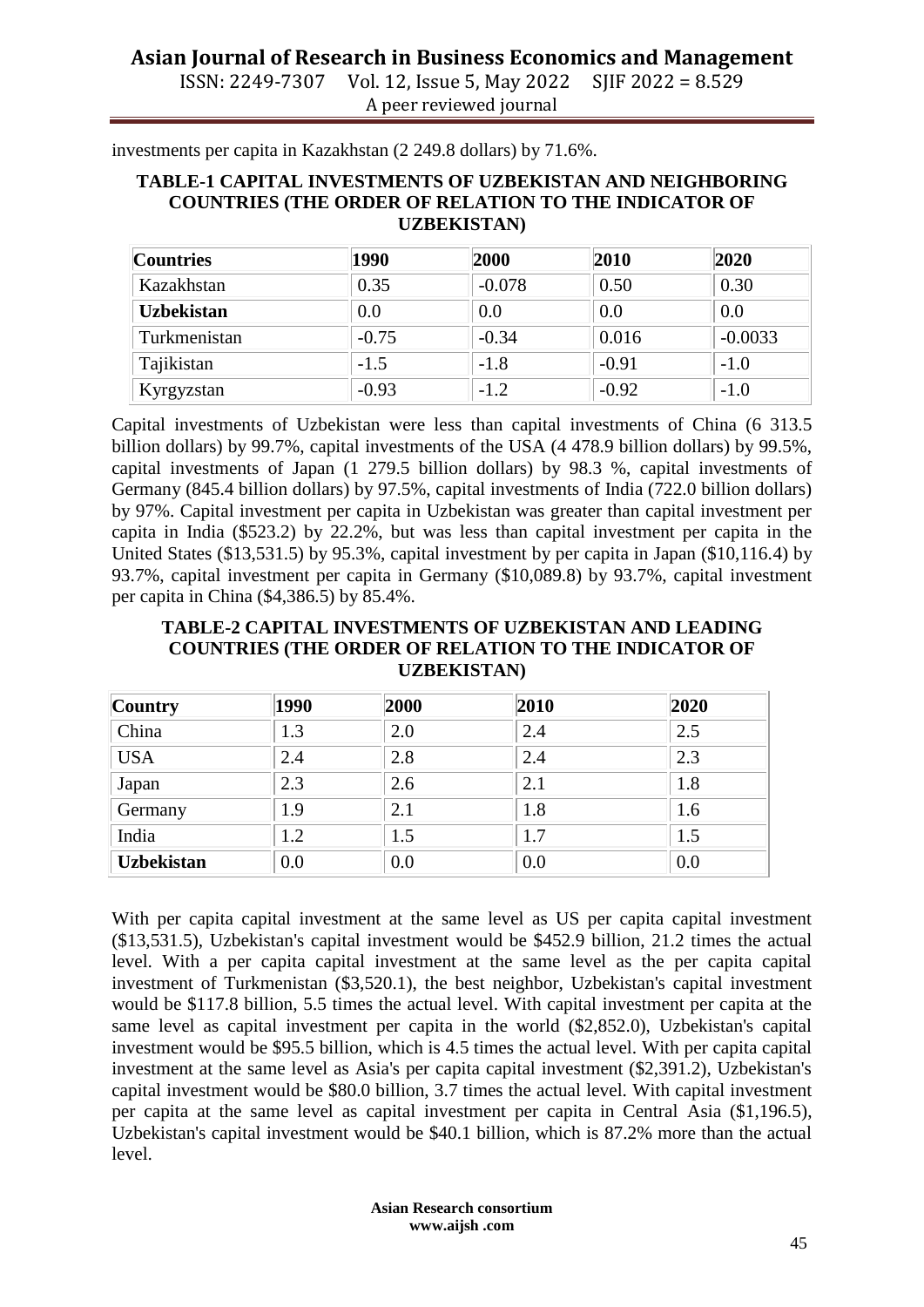investments per capita in Kazakhstan (2 249.8 dollars) by 71.6%.

**TABLE-1 CAPITAL INVESTMENTS OF UZBEKISTAN AND NEIGHBORING COUNTRIES (THE ORDER OF RELATION TO THE INDICATOR OF UZBEKISTAN)**

| Countries | 1990 | 2000 | 2010 | 2020 |
|---|---|---|---|---|
| Kazakhstan | 0.35 | -0.078 | 0.50 | 0.30 |
| **Uzbekistan** | 0.0 | 0.0 | 0.0 | 0.0 |
| Turkmenistan | -0.75 | -0.34 | 0.016 | -0.0033 |
| Tajikistan | -1.5 | -1.8 | -0.91 | -1.0 |
| Kyrgyzstan | -0.93 | -1.2 | -0.92 | -1.0 |

Capital investments of Uzbekistan were less than capital investments of China (6 313.5 billion dollars) by 99.7%, capital investments of the USA (4 478.9 billion dollars) by 99.5%, capital investments of Japan (1 279.5 billion dollars) by 98.3 %, capital investments of Germany (845.4 billion dollars) by 97.5%, capital investments of India (722.0 billion dollars) by 97%. Capital investment per capita in Uzbekistan was greater than capital investment per capita in India ($523.2) by 22.2%, but was less than capital investment per capita in the United States ($13,531.5) by 95.3%, capital investment by per capita in Japan ($10,116.4) by 93.7%, capital investment per capita in Germany ($10,089.8) by 93.7%, capital investment per capita in China ($4,386.5) by 85.4%.

**TABLE-2 CAPITAL INVESTMENTS OF UZBEKISTAN AND LEADING COUNTRIES (THE ORDER OF RELATION TO THE INDICATOR OF UZBEKISTAN)**

| Country | 1990 | 2000 | 2010 | 2020 |
|---|---|---|---|---|
| China | 1.3 | 2.0 | 2.4 | 2.5 |
| USA | 2.4 | 2.8 | 2.4 | 2.3 |
| Japan | 2.3 | 2.6 | 2.1 | 1.8 |
| Germany | 1.9 | 2.1 | 1.8 | 1.6 |
| India | 1.2 | 1.5 | 1.7 | 1.5 |
| **Uzbekistan** | 0.0 | 0.0 | 0.0 | 0.0 |

With per capita capital investment at the same level as US per capita capital investment ($13,531.5), Uzbekistan's capital investment would be $452.9 billion, 21.2 times the actual level. With a per capita capital investment at the same level as the per capita capital investment of Turkmenistan ($3,520.1), the best neighbor, Uzbekistan's capital investment would be $117.8 billion, 5.5 times the actual level. With capital investment per capita at the same level as capital investment per capita in the world ($2,852.0), Uzbekistan's capital investment would be $95.5 billion, which is 4.5 times the actual level. With per capita capital investment at the same level as Asia's per capita capital investment ($2,391.2), Uzbekistan's capital investment would be $80.0 billion, 3.7 times the actual level. With capital investment per capita at the same level as capital investment per capita in Central Asia ($1,196.5), Uzbekistan's capital investment would be $40.1 billion, which is 87.2% more than the actual level.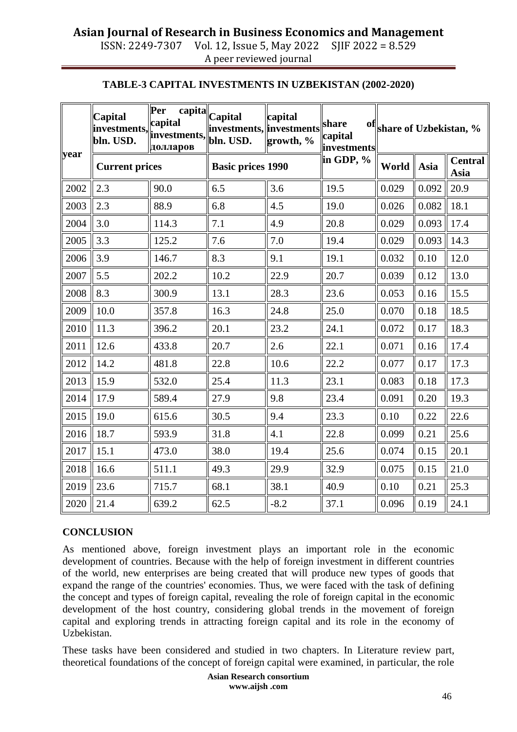**TABLE-3 CAPITAL INVESTMENTS IN UZBEKISTAN (2002-2020)**

| year | Capital investments, bln. USD. | Per capita capital investments, долларов | Capital investments, bln. USD. | capital investments growth, % | share of capital investments in GDP, % | share of Uzbekistan, % | | |
|---|---|---|---|---|---|---|---|---|
| | Current prices | | Basic prices 1990 | | | World | Asia | Central Asia |
| 2002 | 2.3 | 90.0 | 6.5 | 3.6 | 19.5 | 0.029 | 0.092 | 20.9 |
| 2003 | 2.3 | 88.9 | 6.8 | 4.5 | 19.0 | 0.026 | 0.082 | 18.1 |
| 2004 | 3.0 | 114.3 | 7.1 | 4.9 | 20.8 | 0.029 | 0.093 | 17.4 |
| 2005 | 3.3 | 125.2 | 7.6 | 7.0 | 19.4 | 0.029 | 0.093 | 14.3 |
| 2006 | 3.9 | 146.7 | 8.3 | 9.1 | 19.1 | 0.032 | 0.10 | 12.0 |
| 2007 | 5.5 | 202.2 | 10.2 | 22.9 | 20.7 | 0.039 | 0.12 | 13.0 |
| 2008 | 8.3 | 300.9 | 13.1 | 28.3 | 23.6 | 0.053 | 0.16 | 15.5 |
| 2009 | 10.0 | 357.8 | 16.3 | 24.8 | 25.0 | 0.070 | 0.18 | 18.5 |
| 2010 | 11.3 | 396.2 | 20.1 | 23.2 | 24.1 | 0.072 | 0.17 | 18.3 |
| 2011 | 12.6 | 433.8 | 20.7 | 2.6 | 22.1 | 0.071 | 0.16 | 17.4 |
| 2012 | 14.2 | 481.8 | 22.8 | 10.6 | 22.2 | 0.077 | 0.17 | 17.3 |
| 2013 | 15.9 | 532.0 | 25.4 | 11.3 | 23.1 | 0.083 | 0.18 | 17.3 |
| 2014 | 17.9 | 589.4 | 27.9 | 9.8 | 23.4 | 0.091 | 0.20 | 19.3 |
| 2015 | 19.0 | 615.6 | 30.5 | 9.4 | 23.3 | 0.10 | 0.22 | 22.6 |
| 2016 | 18.7 | 593.9 | 31.8 | 4.1 | 22.8 | 0.099 | 0.21 | 25.6 |
| 2017 | 15.1 | 473.0 | 38.0 | 19.4 | 25.6 | 0.074 | 0.15 | 20.1 |
| 2018 | 16.6 | 511.1 | 49.3 | 29.9 | 32.9 | 0.075 | 0.15 | 21.0 |
| 2019 | 23.6 | 715.7 | 68.1 | 38.1 | 40.9 | 0.10 | 0.21 | 25.3 |
| 2020 | 21.4 | 639.2 | 62.5 | -8.2 | 37.1 | 0.096 | 0.19 | 24.1 |

## CONCLUSION

As mentioned above, foreign investment plays an important role in the economic development of countries. Because with the help of foreign investment in different countries of the world, new enterprises are being created that will produce new types of goods that expand the range of the countries' economies. Thus, we were faced with the task of defining the concept and types of foreign capital, revealing the role of foreign capital in the economic development of the host country, considering global trends in the movement of foreign capital and exploring trends in attracting foreign capital and its role in the economy of Uzbekistan.

These tasks have been considered and studied in two chapters. In Literature review part, theoretical foundations of the concept of foreign capital were examined, in particular, the role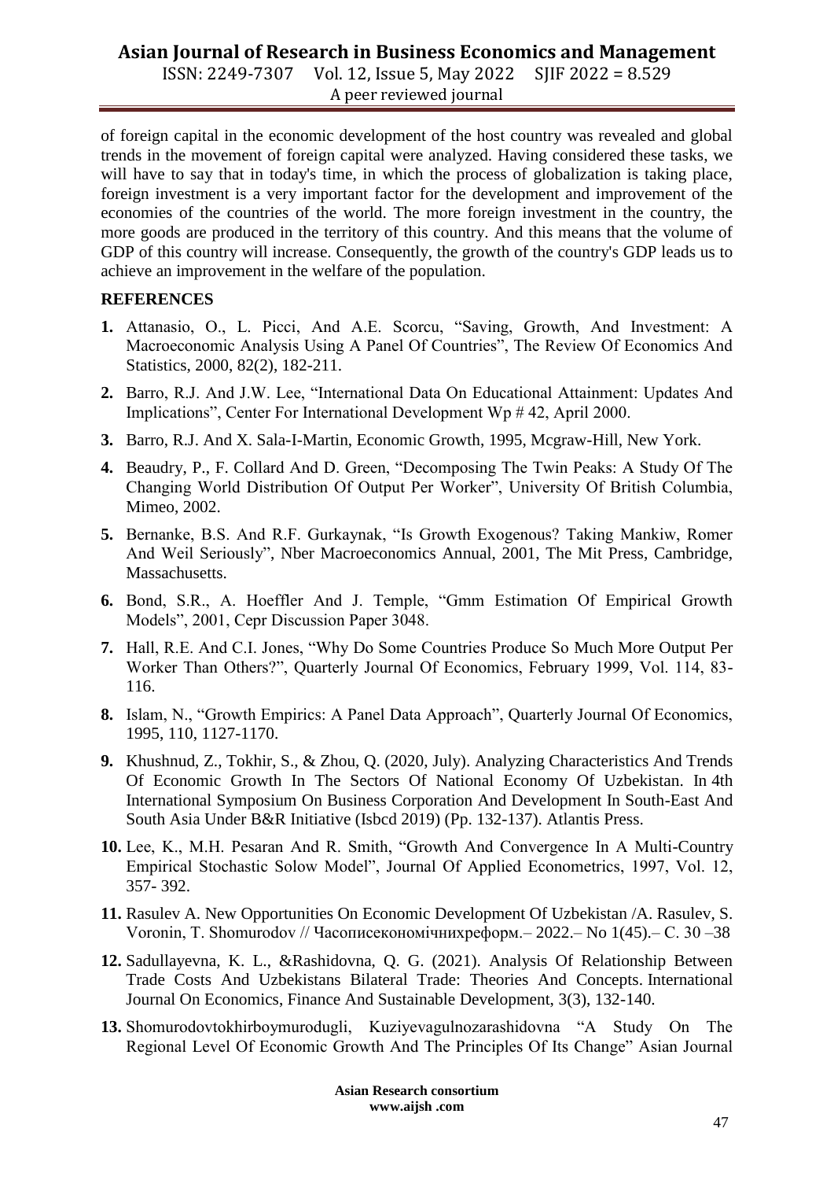of foreign capital in the economic development of the host country was revealed and global trends in the movement of foreign capital were analyzed. Having considered these tasks, we will have to say that in today's time, in which the process of globalization is taking place, foreign investment is a very important factor for the development and improvement of the economies of the countries of the world. The more foreign investment in the country, the more goods are produced in the territory of this country. And this means that the volume of GDP of this country will increase. Consequently, the growth of the country's GDP leads us to achieve an improvement in the welfare of the population.

## REFERENCES

1. Attanasio, O., L. Picci, And A.E. Scorcu, "Saving, Growth, And Investment: A Macroeconomic Analysis Using A Panel Of Countries", The Review Of Economics And Statistics, 2000, 82(2), 182-211.
2. Barro, R.J. And J.W. Lee, "International Data On Educational Attainment: Updates And Implications", Center For International Development Wp # 42, April 2000.
3. Barro, R.J. And X. Sala-I-Martin, Economic Growth, 1995, Mcgraw-Hill, New York.
4. Beaudry, P., F. Collard And D. Green, "Decomposing The Twin Peaks: A Study Of The Changing World Distribution Of Output Per Worker", University Of British Columbia, Mimeo, 2002.
5. Bernanke, B.S. And R.F. Gurkaynak, "Is Growth Exogenous? Taking Mankiw, Romer And Weil Seriously", Nber Macroeconomics Annual, 2001, The Mit Press, Cambridge, Massachusetts.
6. Bond, S.R., A. Hoeffler And J. Temple, "Gmm Estimation Of Empirical Growth Models", 2001, Cepr Discussion Paper 3048.
7. Hall, R.E. And C.I. Jones, "Why Do Some Countries Produce So Much More Output Per Worker Than Others?", Quarterly Journal Of Economics, February 1999, Vol. 114, 83-116.
8. Islam, N., "Growth Empirics: A Panel Data Approach", Quarterly Journal Of Economics, 1995, 110, 1127-1170.
9. Khushnud, Z., Tokhir, S., & Zhou, Q. (2020, July). Analyzing Characteristics And Trends Of Economic Growth In The Sectors Of National Economy Of Uzbekistan. In 4th International Symposium On Business Corporation And Development In South-East And South Asia Under B&R Initiative (Isbcd 2019) (Pp. 132-137). Atlantis Press.
10. Lee, K., M.H. Pesaran And R. Smith, "Growth And Convergence In A Multi-Country Empirical Stochastic Solow Model", Journal Of Applied Econometrics, 1997, Vol. 12, 357- 392.
11. Rasulev A. New Opportunities On Economic Development Of Uzbekistan /A. Rasulev, S. Voronin, T. Shomurodov // Часописекономічнихреформ.– 2022.– No 1(45).– С. 30 –38
12. Sadullayevna, K. L., &Rashidovna, Q. G. (2021). Analysis Of Relationship Between Trade Costs And Uzbekistans Bilateral Trade: Theories And Concepts. International Journal On Economics, Finance And Sustainable Development, 3(3), 132-140.
13. Shomurodovtokhirboymurodugli, Kuziyevagulnozarashidovna "A Study On The Regional Level Of Economic Growth And The Principles Of Its Change" Asian Journal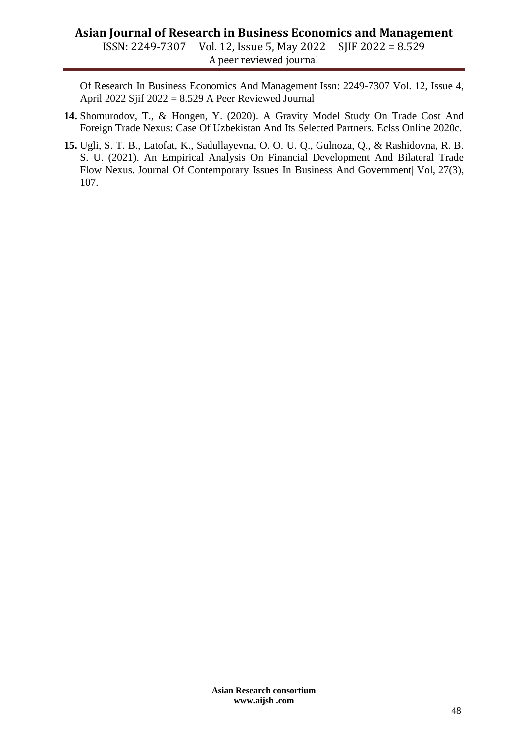Of Research In Business Economics And Management Issn: 2249-7307 Vol. 12, Issue 4, April 2022 Sjif 2022 = 8.529 A Peer Reviewed Journal

**14.** Shomurodov, T., & Hongen, Y. (2020). A Gravity Model Study On Trade Cost And Foreign Trade Nexus: Case Of Uzbekistan And Its Selected Partners. Eclss Online 2020c.

**15.** Ugli, S. T. B., Latofat, K., Sadullayevna, O. O. U. Q., Gulnoza, Q., & Rashidovna, R. B. S. U. (2021). An Empirical Analysis On Financial Development And Bilateral Trade Flow Nexus. Journal Of Contemporary Issues In Business And Government| Vol, 27(3), 107.